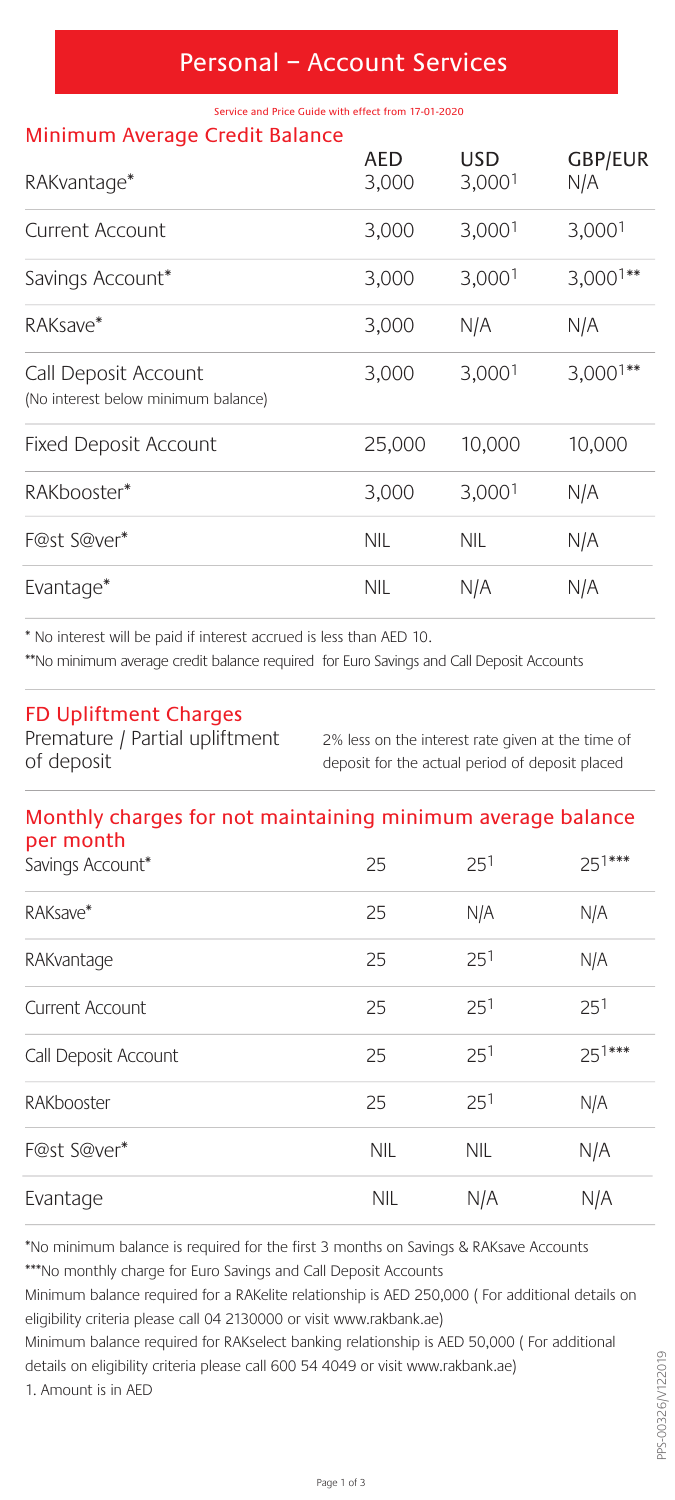# Personal – Account Services

Service and Price Guide with effect from 17-01-2020

## Minimum Average Credit Balance

| | AED | USD | GBP/EUR |
|---|---|---|---|
| RAKvantage* | 3,000 | 3,000[1] | N/A |
| Current Account | 3,000 | 3,000[1] | 3,000[1] |
| Savings Account* | 3,000 | 3,000[1] | 3,000[1]** |
| RAKsave* | 3,000 | N/A | N/A |
| Call Deposit Account (No interest below minimum balance) | 3,000 | 3,000[1] | 3,000[1]** |
| Fixed Deposit Account | 25,000 | 10,000 | 10,000 |
| RAKbooster* | 3,000 | 3,000[1] | N/A |
| F@st S@ver* | NIL | NIL | N/A |
| Evantage* | NIL | N/A | N/A |

\* No interest will be paid if interest accrued is less than AED 10.

**No minimum average credit balance required for Euro Savings and Call Deposit Accounts

## FD Upliftment Charges

| | |
|---|---|
| Premature / Partial upliftment of deposit | 2% less on the interest rate given at the time of deposit for the actual period of deposit placed |

## Monthly charges for not maintaining minimum average balance per month

| | AED | USD | GBP/EUR |
|---|---|---|---|
| Savings Account* | 25 | 25[1] | 25[1]*** |
| RAKsave* | 25 | N/A | N/A |
| RAKvantage | 25 | 25[1] | N/A |
| Current Account | 25 | 25[1] | 25[1] |
| Call Deposit Account | 25 | 25[1] | 25[1]*** |
| RAKbooster | 25 | 25[1] | N/A |
| F@st S@ver* | NIL | NIL | N/A |
| Evantage | NIL | N/A | N/A |

*No minimum balance is required for the first 3 months on Savings & RAKsave Accounts

***No monthly charge for Euro Savings and Call Deposit Accounts

Minimum balance required for a RAKelite relationship is AED 250,000 ( For additional details on eligibility criteria please call 04 2130000 or visit www.rakbank.ae)

Minimum balance required for RAKselect banking relationship is AED 50,000 ( For additional details on eligibility criteria please call 600 54 4049 or visit www.rakbank.ae)

1. Amount is in AED

PPS-00326/V122019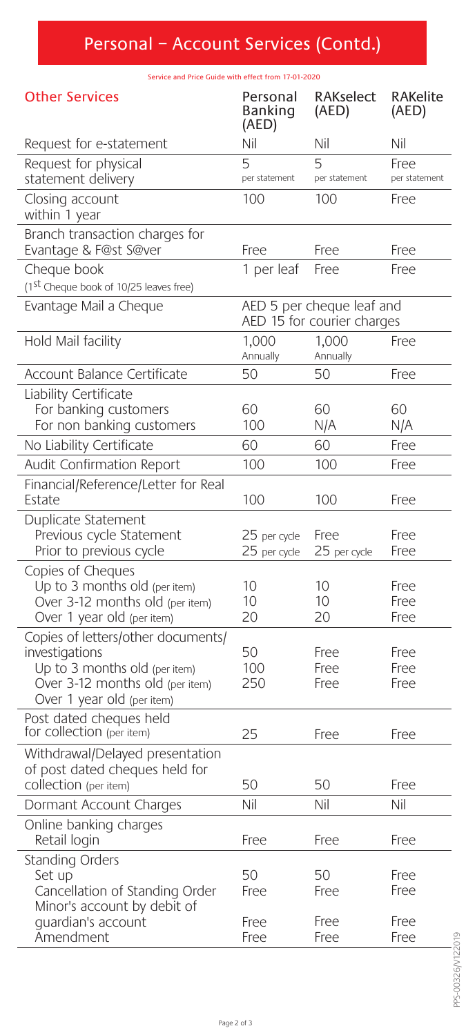## Personal – Account Services (Contd.)

Service and Price Guide with effect from 17-01-2020

| Other Services | Personal Banking (AED) | RAKselect (AED) | RAKelite (AED) |
|---|---|---|---|
| Request for e-statement | Nil | Nil | Nil |
| Request for physical statement delivery | 5 per statement | 5 per statement | Free per statement |
| Closing account within 1 year | 100 | 100 | Free |
| Branch transaction charges for Evantage & F@st S@ver | Free | Free | Free |
| Cheque book (1st Cheque book of 10/25 leaves free) | 1 per leaf | Free | Free |
| Evantage Mail a Cheque | AED 5 per cheque leaf and AED 15 for courier charges | | |
| Hold Mail facility | 1,000 Annually | 1,000 Annually | Free |
| Account Balance Certificate | 50 | 50 | Free |
| Liability Certificate | | | |
| For banking customers | 60 | 60 | 60 |
| For non banking customers | 100 | N/A | N/A |
| No Liability Certificate | 60 | 60 | Free |
| Audit Confirmation Report | 100 | 100 | Free |
| Financial/Reference/Letter for Real Estate | 100 | 100 | Free |
| Duplicate Statement | | | |
| Previous cycle Statement | 25 per cycle | Free | Free |
| Prior to previous cycle | 25 per cycle | 25 per cycle | Free |
| Copies of Cheques | | | |
| Up to 3 months old (per item) | 10 | 10 | Free |
| Over 3-12 months old (per item) | 10 | 10 | Free |
| Over 1 year old (per item) | 20 | 20 | Free |
| Copies of letters/other documents/ investigations | | | |
| Up to 3 months old (per item) | 50 | Free | Free |
| Over 3-12 months old (per item) | 100 | Free | Free |
| Over 1 year old (per item) | 250 | Free | Free |
| Post dated cheques held for collection (per item) | 25 | Free | Free |
| Withdrawal/Delayed presentation of post dated cheques held for collection (per item) | 50 | 50 | Free |
| Dormant Account Charges | Nil | Nil | Nil |
| Online banking charges | | | |
| Retail login | Free | Free | Free |
| Standing Orders | | | |
| Set up | 50 | 50 | Free |
| Cancellation of Standing Order | Free | Free | Free |
| Minor's account by debit of guardian's account | Free | Free | Free |
| Amendment | Free | Free | Free |

PPS-00326/V122019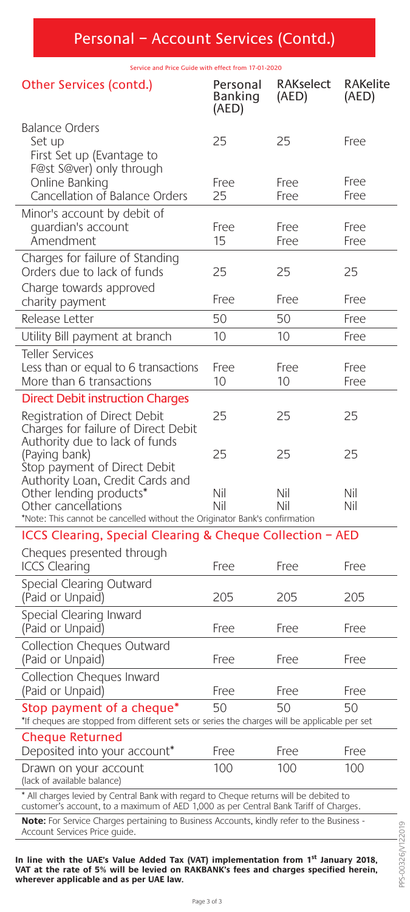# Personal – Account Services (Contd.)

Service and Price Guide with effect from 17-01-2020

| Other Services (contd.) | Personal Banking (AED) | RAKselect (AED) | RAKelite (AED) |
|---|---|---|---|
| Balance Orders | | | |
| Set up | 25 | 25 | Free |
| First Set up (Evantage to F@st S@ver) only through Online Banking | Free | Free | Free |
| Cancellation of Balance Orders | 25 | Free | Free |
| Minor's account by debit of guardian's account | Free | Free | Free |
| Amendment | 15 | Free | Free |
| Charges for failure of Standing Orders due to lack of funds | 25 | 25 | 25 |
| Charge towards approved charity payment | Free | Free | Free |
| Release Letter | 50 | 50 | Free |
| Utility Bill payment at branch | 10 | 10 | Free |
| Teller Services | | | |
| Less than or equal to 6 transactions | Free | Free | Free |
| More than 6 transactions | 10 | 10 | Free |
| **Direct Debit instruction Charges** | | | |
| Registration of Direct Debit | 25 | 25 | 25 |
| Charges for failure of Direct Debit Authority due to lack of funds (Paying bank) | 25 | 25 | 25 |
| Stop payment of Direct Debit Authority Loan, Credit Cards and Other lending products* | Nil | Nil | Nil |
| Other cancellations | Nil | Nil | Nil |

*Note: This cannot be cancelled without the Originator Bank's confirmation

## ICCS Clearing, Special Clearing & Cheque Collection – AED

| | Personal Banking (AED) | RAKselect (AED) | RAKelite (AED) |
|---|---|---|---|
| Cheques presented through ICCS Clearing | Free | Free | Free |
| Special Clearing Outward (Paid or Unpaid) | 205 | 205 | 205 |
| Special Clearing Inward (Paid or Unpaid) | Free | Free | Free |
| Collection Cheques Outward (Paid or Unpaid) | Free | Free | Free |
| Collection Cheques Inward (Paid or Unpaid) | Free | Free | Free |
| **Stop payment of a cheque*** | 50 | 50 | 50 |

*If cheques are stopped from different sets or series the charges will be applicable per set

| **Cheque Returned** | Personal Banking (AED) | RAKselect (AED) | RAKelite (AED) |
|---|---|---|---|
| Deposited into your account* | Free | Free | Free |
| Drawn on your account (lack of available balance) | 100 | 100 | 100 |

* All charges levied by Central Bank with regard to Cheque returns will be debited to customer's account, to a maximum of AED 1,000 as per Central Bank Tariff of Charges.

**Note:** For Service Charges pertaining to Business Accounts, kindly refer to the Business - Account Services Price guide.

**In line with the UAE's Value Added Tax (VAT) implementation from 1st January 2018, VAT at the rate of 5% will be levied on RAKBANK's fees and charges specified herein, wherever applicable and as per UAE law.**

PPS-00326/V122019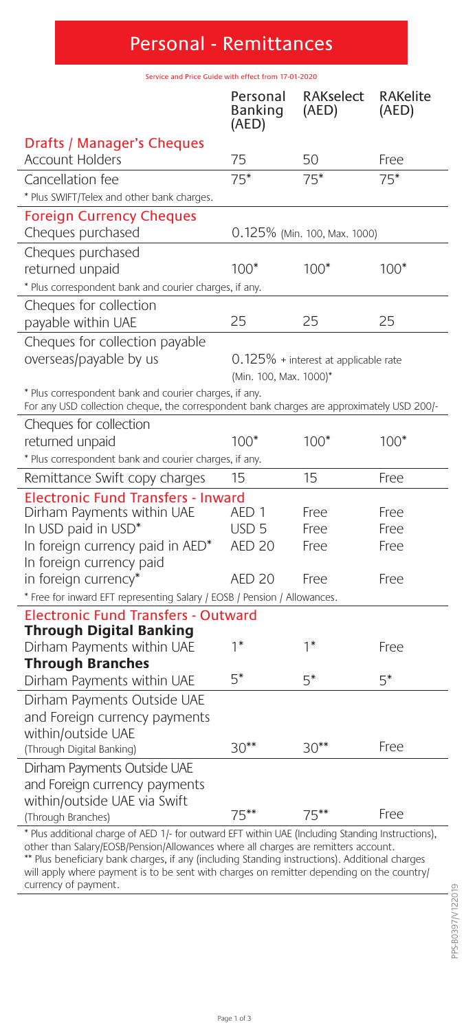# Personal - Remittances

Service and Price Guide with effect from 17-01-2020

| | Personal Banking (AED) | RAKselect (AED) | RAKelite (AED) |
|---|---|---|---|
| **Drafts / Manager's Cheques** | | | |
| Account Holders | 75 | 50 | Free |
| Cancellation fee | 75* | 75* | 75* |
| * Plus SWIFT/Telex and other bank charges. | | | |
| **Foreign Currency Cheques** | | | |
| Cheques purchased | 0.125% (Min. 100, Max. 1000) | | |
| Cheques purchased returned unpaid | 100* | 100* | 100* |
| * Plus correspondent bank and courier charges, if any. | | | |
| Cheques for collection payable within UAE | 25 | 25 | 25 |
| Cheques for collection payable overseas/payable by us | 0.125% + interest at applicable rate (Min. 100, Max. 1000)* | | |
| * Plus correspondent bank and courier charges, if any. For any USD collection cheque, the correspondent bank charges are approximately USD 200/- | | | |
| Cheques for collection returned unpaid | 100* | 100* | 100* |
| * Plus correspondent bank and courier charges, if any. | | | |
| Remittance Swift copy charges | 15 | 15 | Free |
| **Electronic Fund Transfers - Inward** | | | |
| Dirham Payments within UAE | AED 1 | Free | Free |
| In USD paid in USD* | USD 5 | Free | Free |
| In foreign currency paid in AED* | AED 20 | Free | Free |
| In foreign currency paid in foreign currency* | AED 20 | Free | Free |
| * Free for inward EFT representing Salary / EOSB / Pension / Allowances. | | | |
| **Electronic Fund Transfers - Outward** | | | |
| **Through Digital Banking** | | | |
| Dirham Payments within UAE | 1* | 1* | Free |
| **Through Branches** | | | |
| Dirham Payments within UAE | 5* | 5* | 5* |
| Dirham Payments Outside UAE and Foreign currency payments within/outside UAE (Through Digital Banking) | 30** | 30** | Free |
| Dirham Payments Outside UAE and Foreign currency payments within/outside UAE via Swift (Through Branches) | 75** | 75** | Free |

* Plus additional charge of AED 1/- for outward EFT within UAE (Including Standing Instructions), other than Salary/EOSB/Pension/Allowances where all charges are remitters account.
** Plus beneficiary bank charges, if any (including Standing instructions). Additional charges will apply where payment is to be sent with charges on remitter depending on the country/currency of payment.

PPS-B0397/V122019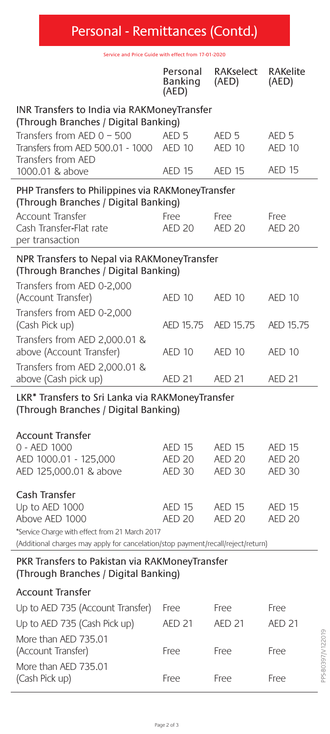# Personal - Remittances (Contd.)

Service and Price Guide with effect from 17-01-2020

| | Personal Banking (AED) | RAKselect (AED) | RAKelite (AED) |
|---|---|---|---|
| **INR Transfers to India via RAKMoneyTransfer (Through Branches / Digital Banking)** | | | |
| Transfers from AED 0 – 500 | AED 5 | AED 5 | AED 5 |
| Transfers from AED 500.01 - 1000 | AED 10 | AED 10 | AED 10 |
| Transfers from AED 1000.01 & above | AED 15 | AED 15 | AED 15 |
| **PHP Transfers to Philippines via RAKMoneyTransfer (Through Branches / Digital Banking)** | | | |
| Account Transfer | Free | Free | Free |
| Cash Transfer-Flat rate per transaction | AED 20 | AED 20 | AED 20 |
| **NPR Transfers to Nepal via RAKMoneyTransfer (Through Branches / Digital Banking)** | | | |
| Transfers from AED 0-2,000 (Account Transfer) | AED 10 | AED 10 | AED 10 |
| Transfers from AED 0-2,000 (Cash Pick up) | AED 15.75 | AED 15.75 | AED 15.75 |
| Transfers from AED 2,000.01 & above (Account Transfer) | AED 10 | AED 10 | AED 10 |
| Transfers from AED 2,000.01 & above (Cash pick up) | AED 21 | AED 21 | AED 21 |
| **LKR* Transfers to Sri Lanka via RAKMoneyTransfer (Through Branches / Digital Banking)** | | | |
| Account Transfer | | | |
| 0 - AED 1000 | AED 15 | AED 15 | AED 15 |
| AED 1000.01 - 125,000 | AED 20 | AED 20 | AED 20 |
| AED 125,000.01 & above | AED 30 | AED 30 | AED 30 |
| Cash Transfer | | | |
| Up to AED 1000 | AED 15 | AED 15 | AED 15 |
| Above AED 1000 | AED 20 | AED 20 | AED 20 |

*Service Charge with effect from 21 March 2017

(Additional charges may apply for cancelation/stop payment/recall/reject/return)

| | Personal Banking (AED) | RAKselect (AED) | RAKelite (AED) |
|---|---|---|---|
| **PKR Transfers to Pakistan via RAKMoneyTransfer (Through Branches / Digital Banking)** | | | |
| Account Transfer | | | |
| Up to AED 735 (Account Transfer) | Free | Free | Free |
| Up to AED 735 (Cash Pick up) | AED 21 | AED 21 | AED 21 |
| More than AED 735.01 (Account Transfer) | Free | Free | Free |
| More than AED 735.01 (Cash Pick up) | Free | Free | Free |

PPS-B0397/V122019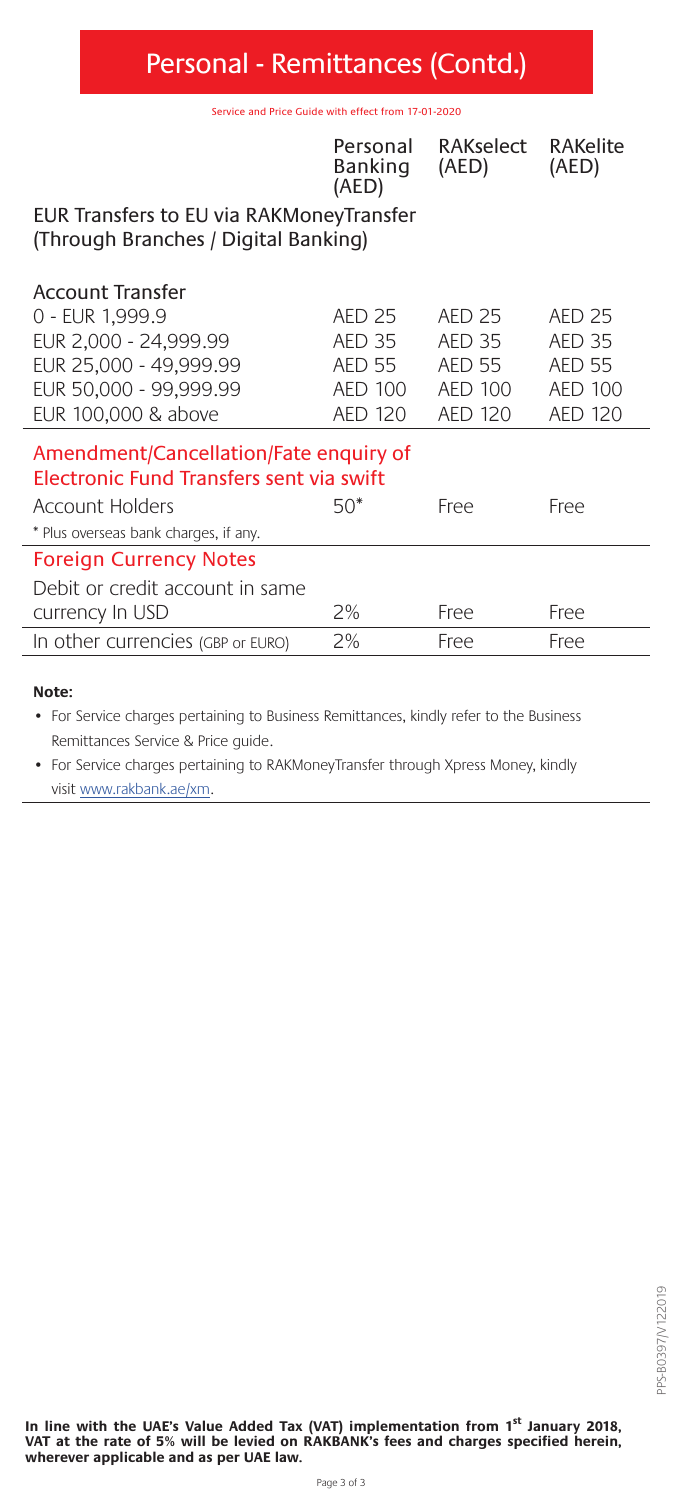# Personal - Remittances (Contd.)

Service and Price Guide with effect from 17-01-2020

| | Personal Banking (AED) | RAKselect (AED) | RAKelite (AED) |
|---|---|---|---|
| **EUR Transfers to EU via RAKMoneyTransfer (Through Branches / Digital Banking)** | | | |
| Account Transfer | | | |
| 0 - EUR 1,999.9 | AED 25 | AED 25 | AED 25 |
| EUR 2,000 - 24,999.99 | AED 35 | AED 35 | AED 35 |
| EUR 25,000 - 49,999.99 | AED 55 | AED 55 | AED 55 |
| EUR 50,000 - 99,999.99 | AED 100 | AED 100 | AED 100 |
| EUR 100,000 & above | AED 120 | AED 120 | AED 120 |
| **Amendment/Cancellation/Fate enquiry of Electronic Fund Transfers sent via swift** | | | |
| Account Holders | 50* | Free | Free |
| * Plus overseas bank charges, if any. | | | |
| **Foreign Currency Notes** | | | |
| Debit or credit account in same currency In USD | 2% | Free | Free |
| In other currencies (GBP or EURO) | 2% | Free | Free |

**Note:**

- For Service charges pertaining to Business Remittances, kindly refer to the Business Remittances Service & Price guide.
- For Service charges pertaining to RAKMoneyTransfer through Xpress Money, kindly visit www.rakbank.ae/xm.

PPS-B0397/V122019

**In line with the UAE's Value Added Tax (VAT) implementation from 1st January 2018, VAT at the rate of 5% will be levied on RAKBANK's fees and charges specified herein, wherever applicable and as per UAE law.**